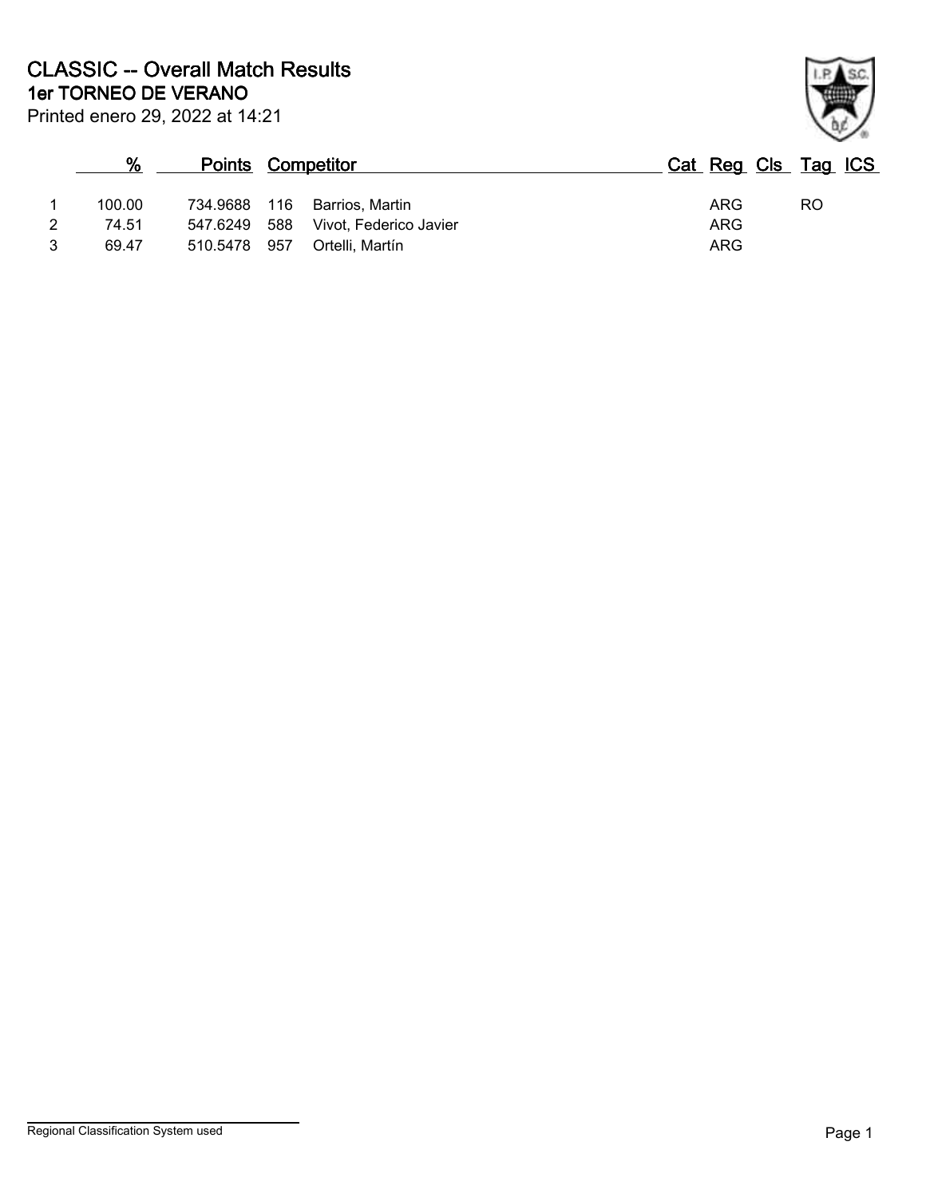# CLASSIC -- Overall Match Results

## 1er TORNEO DE VERANO

Printed enero 29, 2022 at 14:21

| | % | Points | Competitor | | Cat | Reg | Cls | Tag | ICS |
|---|---|---|---|---|---|---|---|---|---|
| 1 | 100.00 | 734.9688 | 116 | Barrios, Martin | | ARG | | RO | |
| 2 | 74.51 | 547.6249 | 588 | Vivot, Federico Javier | | ARG | | | |
| 3 | 69.47 | 510.5478 | 957 | Ortelli, Martín | | ARG | | | |

Regional Classification System used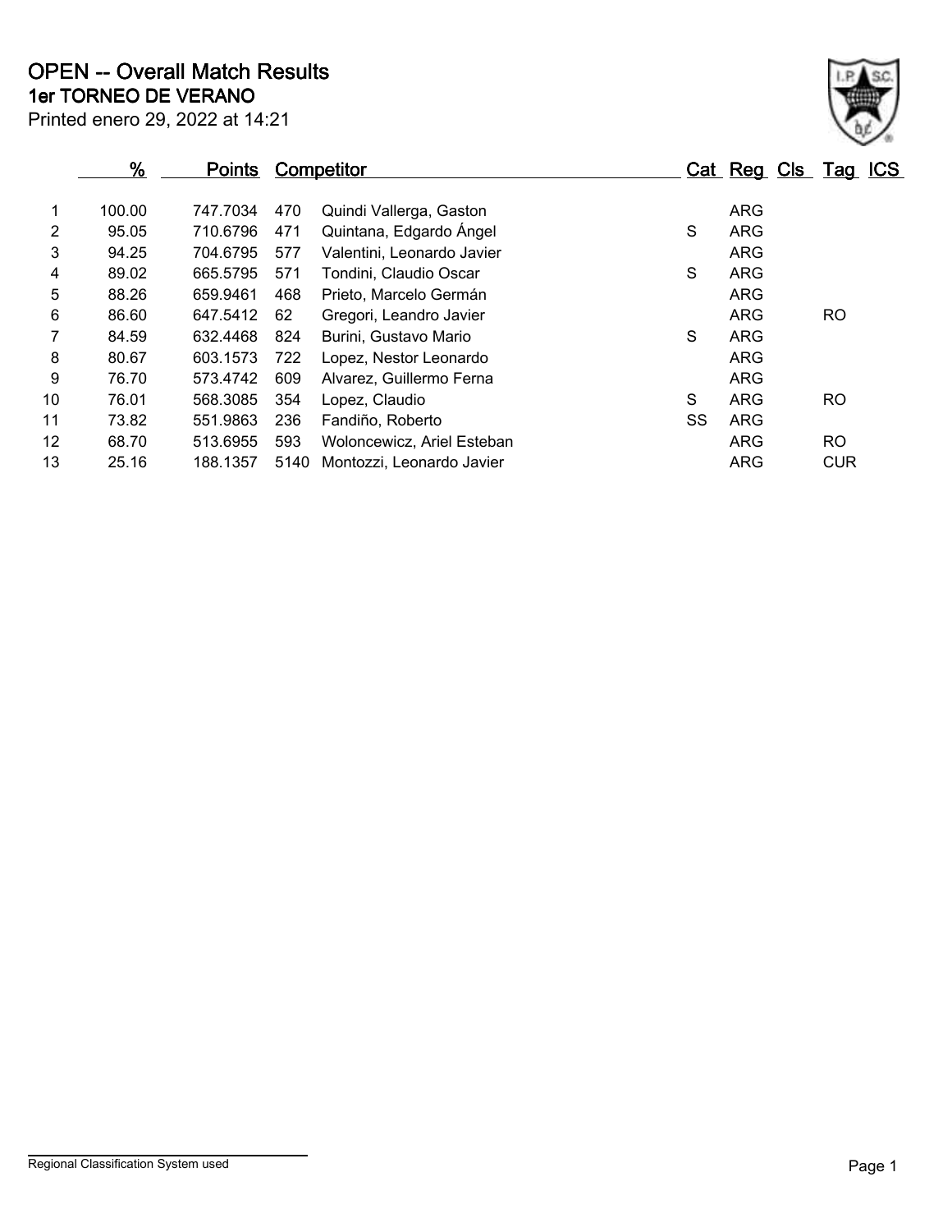# OPEN -- Overall Match Results

## 1er TORNEO DE VERANO

Printed enero 29, 2022 at 14:21

| | % | Points | Competitor | | Cat | Reg | Cls | Tag | ICS |
|---|---|---|---|---|---|---|---|---|---|
| 1 | 100.00 | 747.7034 | 470 | Quindi Vallerga, Gaston | | ARG | | | |
| 2 | 95.05 | 710.6796 | 471 | Quintana, Edgardo Ángel | S | ARG | | | |
| 3 | 94.25 | 704.6795 | 577 | Valentini, Leonardo Javier | | ARG | | | |
| 4 | 89.02 | 665.5795 | 571 | Tondini, Claudio Oscar | S | ARG | | | |
| 5 | 88.26 | 659.9461 | 468 | Prieto, Marcelo Germán | | ARG | | | |
| 6 | 86.60 | 647.5412 | 62 | Gregori, Leandro Javier | | ARG | | RO | |
| 7 | 84.59 | 632.4468 | 824 | Burini, Gustavo Mario | S | ARG | | | |
| 8 | 80.67 | 603.1573 | 722 | Lopez, Nestor Leonardo | | ARG | | | |
| 9 | 76.70 | 573.4742 | 609 | Alvarez, Guillermo Ferna | | ARG | | | |
| 10 | 76.01 | 568.3085 | 354 | Lopez, Claudio | S | ARG | | RO | |
| 11 | 73.82 | 551.9863 | 236 | Fandiño, Roberto | SS | ARG | | | |
| 12 | 68.70 | 513.6955 | 593 | Woloncewicz, Ariel Esteban | | ARG | | RO | |
| 13 | 25.16 | 188.1357 | 5140 | Montozzi, Leonardo Javier | | ARG | | CUR | |

Regional Classification System used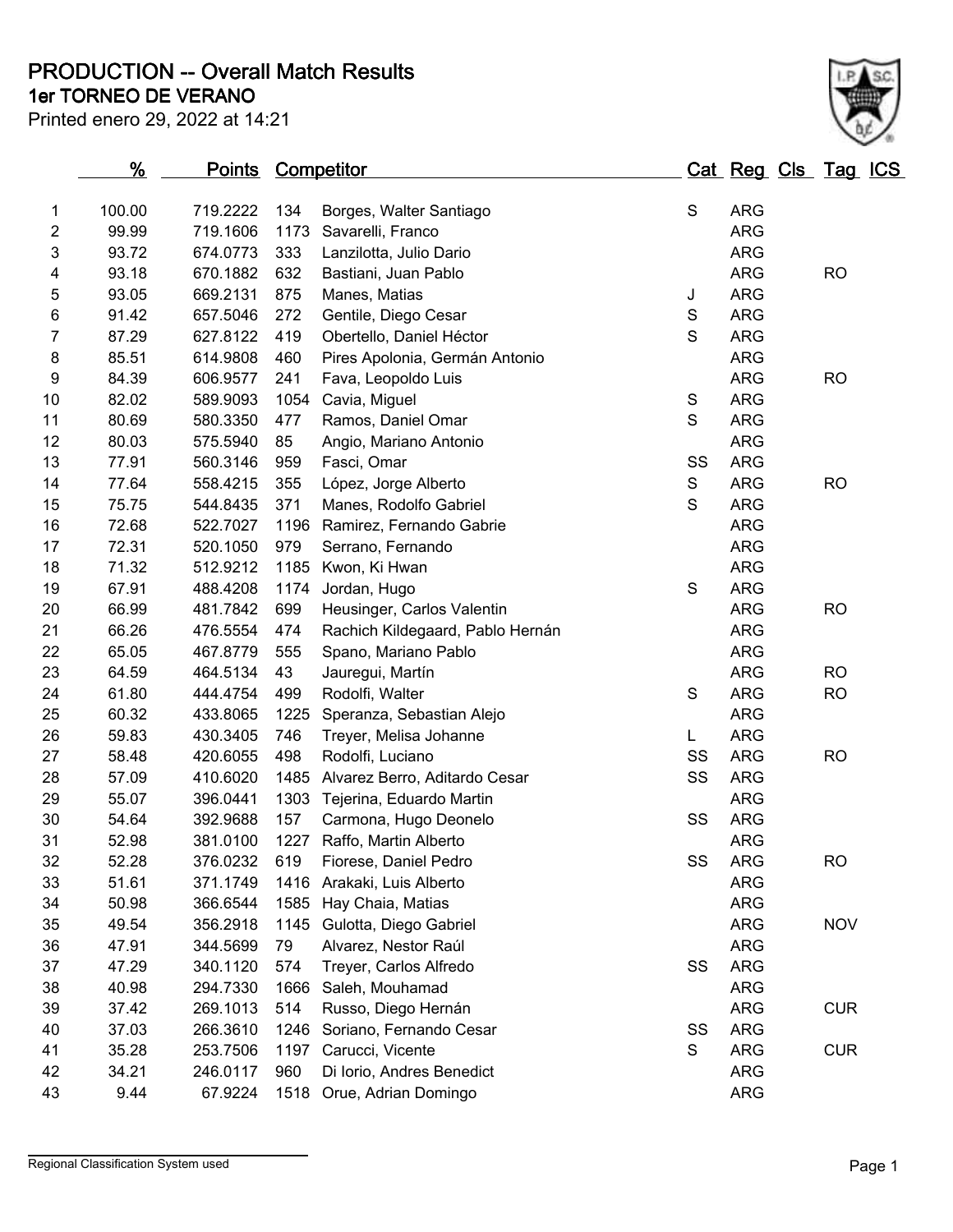# PRODUCTION -- Overall Match Results

## 1er TORNEO DE VERANO

Printed enero 29, 2022 at 14:21

| | % | Points | Competitor | | Cat | Reg | Cls | Tag | ICS |
|---|---|---|---|---|---|---|---|---|---|
| 1 | 100.00 | 719.2222 | 134 | Borges, Walter Santiago | S | ARG | | | |
| 2 | 99.99 | 719.1606 | 1173 | Savarelli, Franco | | ARG | | | |
| 3 | 93.72 | 674.0773 | 333 | Lanzilotta, Julio Dario | | ARG | | | |
| 4 | 93.18 | 670.1882 | 632 | Bastiani, Juan Pablo | | ARG | | RO | |
| 5 | 93.05 | 669.2131 | 875 | Manes, Matias | J | ARG | | | |
| 6 | 91.42 | 657.5046 | 272 | Gentile, Diego Cesar | S | ARG | | | |
| 7 | 87.29 | 627.8122 | 419 | Obertello, Daniel Héctor | S | ARG | | | |
| 8 | 85.51 | 614.9808 | 460 | Pires Apolonia, Germán Antonio | | ARG | | | |
| 9 | 84.39 | 606.9577 | 241 | Fava, Leopoldo Luis | | ARG | | RO | |
| 10 | 82.02 | 589.9093 | 1054 | Cavia, Miguel | S | ARG | | | |
| 11 | 80.69 | 580.3350 | 477 | Ramos, Daniel Omar | S | ARG | | | |
| 12 | 80.03 | 575.5940 | 85 | Angio, Mariano Antonio | | ARG | | | |
| 13 | 77.91 | 560.3146 | 959 | Fasci, Omar | SS | ARG | | | |
| 14 | 77.64 | 558.4215 | 355 | López, Jorge Alberto | S | ARG | | RO | |
| 15 | 75.75 | 544.8435 | 371 | Manes, Rodolfo Gabriel | S | ARG | | | |
| 16 | 72.68 | 522.7027 | 1196 | Ramirez, Fernando Gabrie | | ARG | | | |
| 17 | 72.31 | 520.1050 | 979 | Serrano, Fernando | | ARG | | | |
| 18 | 71.32 | 512.9212 | 1185 | Kwon, Ki Hwan | | ARG | | | |
| 19 | 67.91 | 488.4208 | 1174 | Jordan, Hugo | S | ARG | | | |
| 20 | 66.99 | 481.7842 | 699 | Heusinger, Carlos Valentin | | ARG | | RO | |
| 21 | 66.26 | 476.5554 | 474 | Rachich Kildegaard, Pablo Hernán | | ARG | | | |
| 22 | 65.05 | 467.8779 | 555 | Spano, Mariano Pablo | | ARG | | | |
| 23 | 64.59 | 464.5134 | 43 | Jauregui, Martín | | ARG | | RO | |
| 24 | 61.80 | 444.4754 | 499 | Rodolfi, Walter | S | ARG | | RO | |
| 25 | 60.32 | 433.8065 | 1225 | Speranza, Sebastian Alejo | | ARG | | | |
| 26 | 59.83 | 430.3405 | 746 | Treyer, Melisa Johanne | L | ARG | | | |
| 27 | 58.48 | 420.6055 | 498 | Rodolfi, Luciano | SS | ARG | | RO | |
| 28 | 57.09 | 410.6020 | 1485 | Alvarez Berro, Aditardo Cesar | SS | ARG | | | |
| 29 | 55.07 | 396.0441 | 1303 | Tejerina, Eduardo Martin | | ARG | | | |
| 30 | 54.64 | 392.9688 | 157 | Carmona, Hugo Deonelo | SS | ARG | | | |
| 31 | 52.98 | 381.0100 | 1227 | Raffo, Martin Alberto | | ARG | | | |
| 32 | 52.28 | 376.0232 | 619 | Fiorese, Daniel Pedro | SS | ARG | | RO | |
| 33 | 51.61 | 371.1749 | 1416 | Arakaki, Luis Alberto | | ARG | | | |
| 34 | 50.98 | 366.6544 | 1585 | Hay Chaia, Matias | | ARG | | | |
| 35 | 49.54 | 356.2918 | 1145 | Gulotta, Diego Gabriel | | ARG | | NOV | |
| 36 | 47.91 | 344.5699 | 79 | Alvarez, Nestor Raúl | | ARG | | | |
| 37 | 47.29 | 340.1120 | 574 | Treyer, Carlos Alfredo | SS | ARG | | | |
| 38 | 40.98 | 294.7330 | 1666 | Saleh, Mouhamad | | ARG | | | |
| 39 | 37.42 | 269.1013 | 514 | Russo, Diego Hernán | | ARG | | CUR | |
| 40 | 37.03 | 266.3610 | 1246 | Soriano, Fernando Cesar | SS | ARG | | | |
| 41 | 35.28 | 253.7506 | 1197 | Carucci, Vicente | S | ARG | | CUR | |
| 42 | 34.21 | 246.0117 | 960 | Di Iorio, Andres Benedict | | ARG | | | |
| 43 | 9.44 | 67.9224 | 1518 | Orue, Adrian Domingo | | ARG | | | |

Regional Classification System used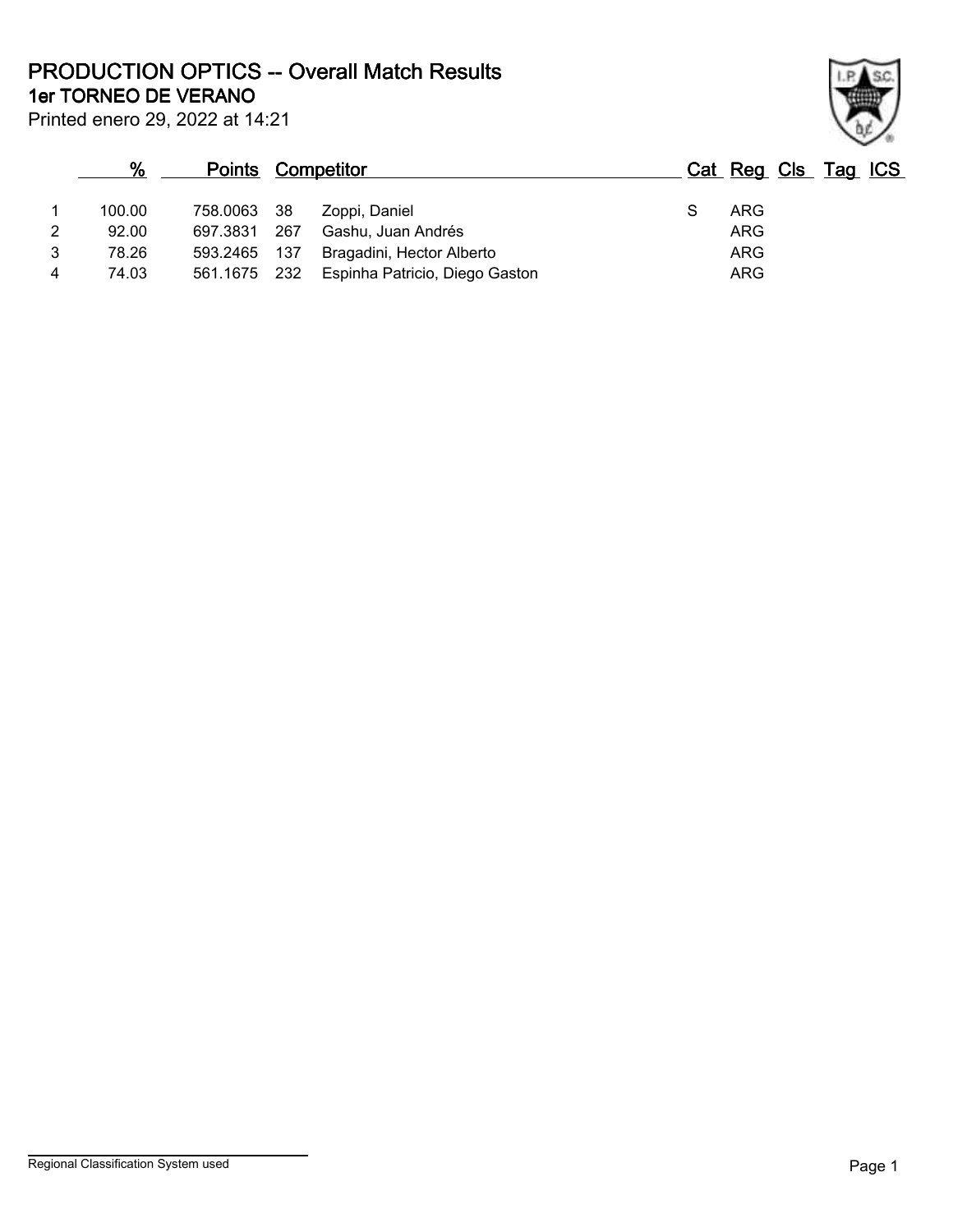# PRODUCTION OPTICS -- Overall Match Results

## 1er TORNEO DE VERANO

Printed enero 29, 2022 at 14:21

| | % | Points | | Competitor | Cat | Reg | Cls | Tag | ICS |
|---|---|---|---|---|---|---|---|---|---|
| 1 | 100.00 | 758.0063 | 38 | Zoppi, Daniel | S | ARG | | | |
| 2 | 92.00 | 697.3831 | 267 | Gashu, Juan Andrés | | ARG | | | |
| 3 | 78.26 | 593.2465 | 137 | Bragadini, Hector Alberto | | ARG | | | |
| 4 | 74.03 | 561.1675 | 232 | Espinha Patricio, Diego Gaston | | ARG | | | |

Regional Classification System used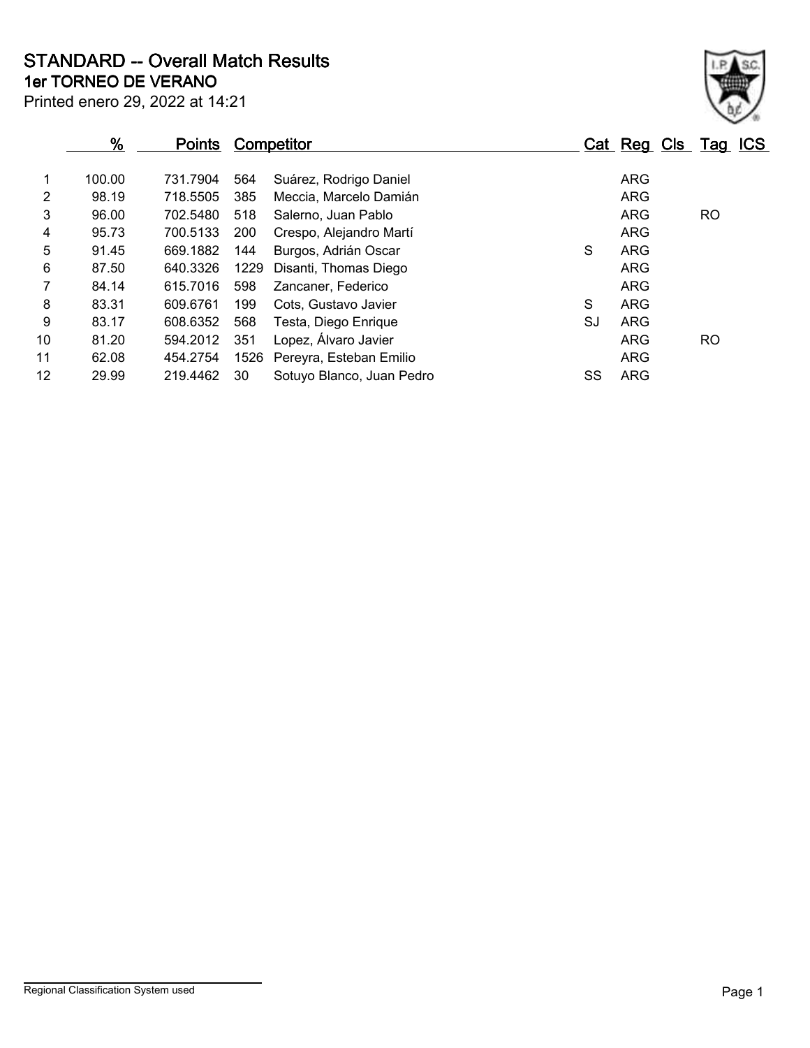# STANDARD -- Overall Match Results

## 1er TORNEO DE VERANO

Printed enero 29, 2022 at 14:21

| | % | Points | Competitor | | Cat | Reg | Cls | Tag | ICS |
|---|---|---|---|---|---|---|---|---|---|
| 1 | 100.00 | 731.7904 | 564 | Suárez, Rodrigo Daniel | | ARG | | | |
| 2 | 98.19 | 718.5505 | 385 | Meccia, Marcelo Damián | | ARG | | | |
| 3 | 96.00 | 702.5480 | 518 | Salerno, Juan Pablo | | ARG | | RO | |
| 4 | 95.73 | 700.5133 | 200 | Crespo, Alejandro Martí | | ARG | | | |
| 5 | 91.45 | 669.1882 | 144 | Burgos, Adrián Oscar | S | ARG | | | |
| 6 | 87.50 | 640.3326 | 1229 | Disanti, Thomas Diego | | ARG | | | |
| 7 | 84.14 | 615.7016 | 598 | Zancaner, Federico | | ARG | | | |
| 8 | 83.31 | 609.6761 | 199 | Cots, Gustavo Javier | S | ARG | | | |
| 9 | 83.17 | 608.6352 | 568 | Testa, Diego Enrique | SJ | ARG | | | |
| 10 | 81.20 | 594.2012 | 351 | Lopez, Álvaro Javier | | ARG | | RO | |
| 11 | 62.08 | 454.2754 | 1526 | Pereyra, Esteban Emilio | | ARG | | | |
| 12 | 29.99 | 219.4462 | 30 | Sotuyo Blanco, Juan Pedro | SS | ARG | | | |

Regional Classification System used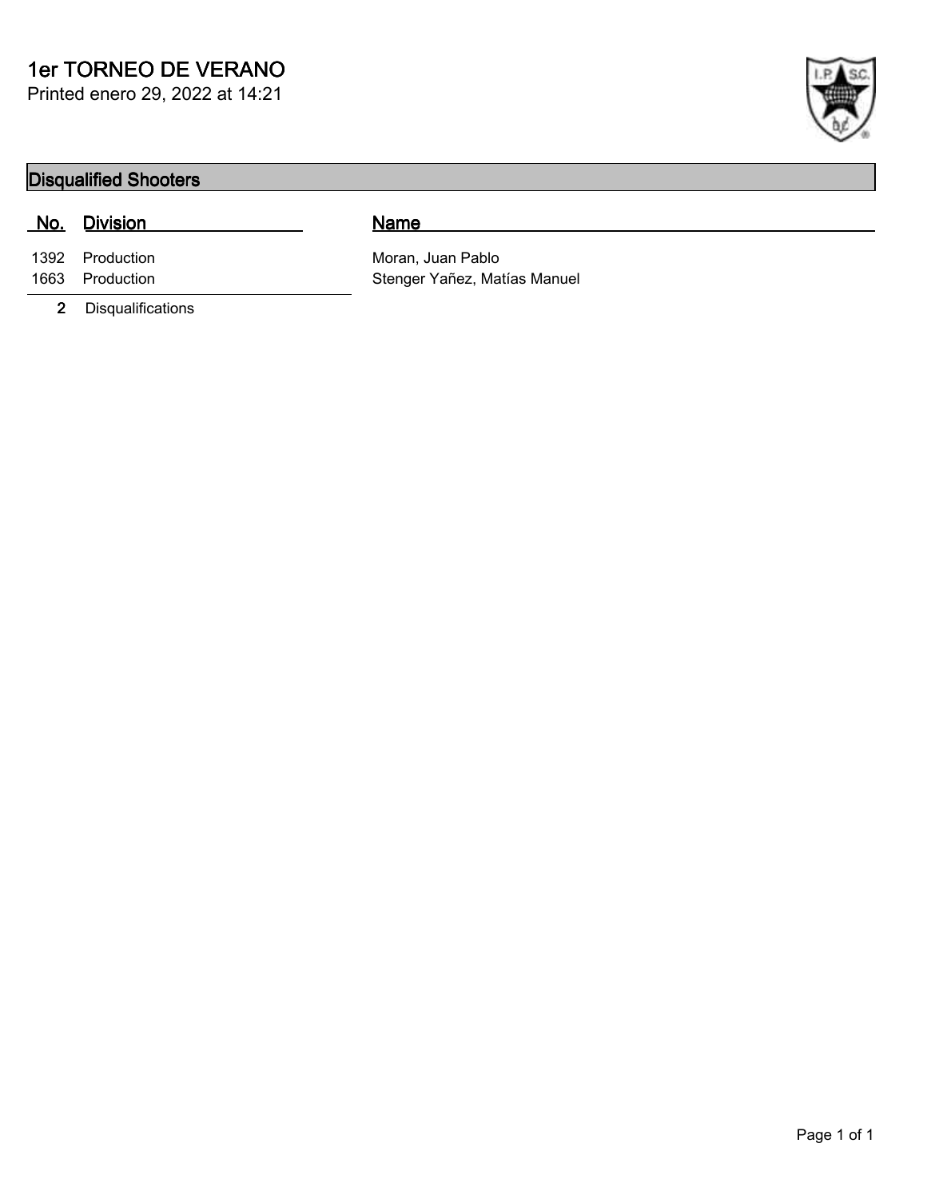# 1er TORNEO DE VERANO

Printed enero 29, 2022 at 14:21

## Disqualified Shooters

| No. | Division | Name |
|---|---|---|
| 1392 | Production | Moran, Juan Pablo |
| 1663 | Production | Stenger Yañez, Matías Manuel |

**2** Disqualifications